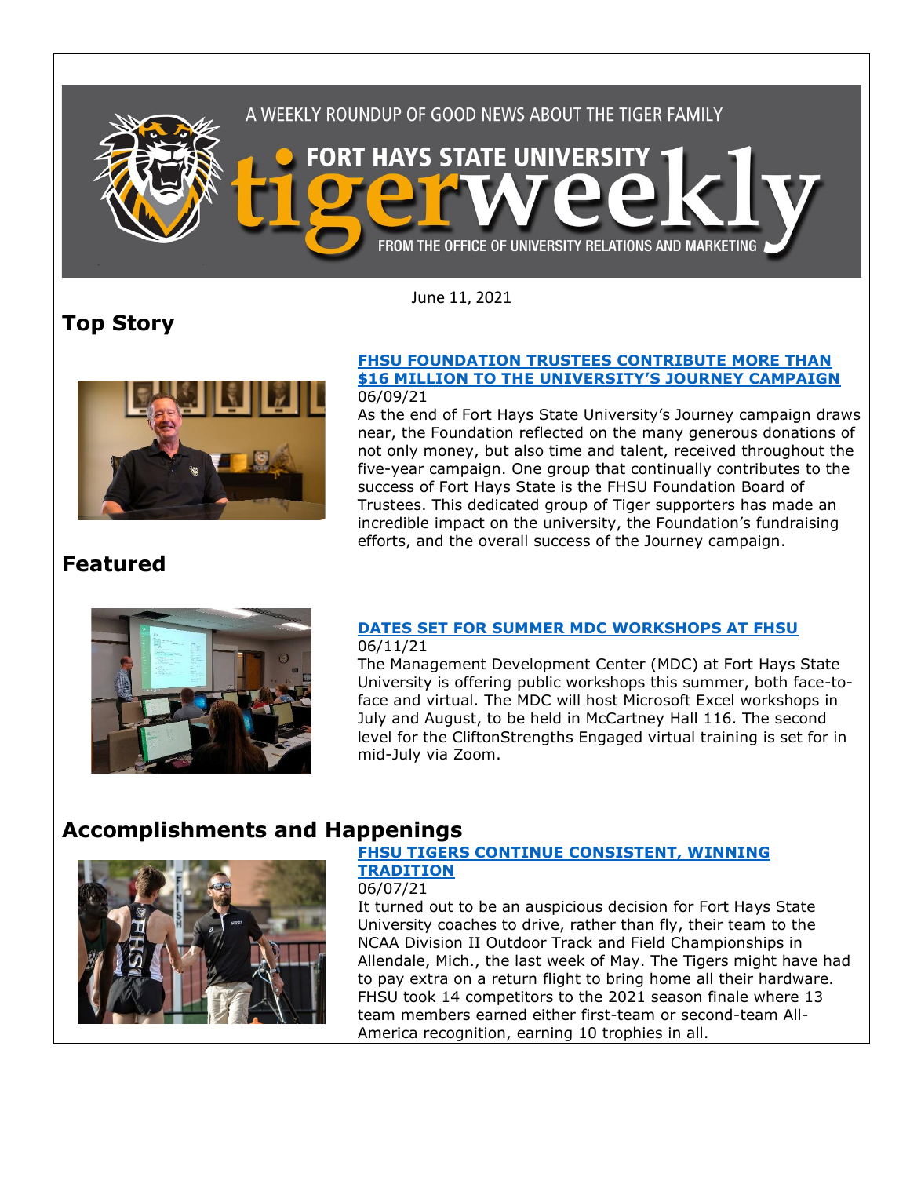A WEEKLY ROUNDUP OF GOOD NEWS ABOUT THE TIGER FAMILY

# FORT HAYS STATE UNIVERSITY tigerweekly

FROM THE OFFICE OF UNIVERSITY RELATIONS AND MARKETING

June 11, 2021

## Top Story

### [FHSU FOUNDATION TRUSTEES CONTRIBUTE MORE THAN $16 MILLION TO THE UNIVERSITY'S JOURNEY CAMPAIGN]

06/09/21

As the end of Fort Hays State University's Journey campaign draws near, the Foundation reflected on the many generous donations of not only money, but also time and talent, received throughout the five-year campaign. One group that continually contributes to the success of Fort Hays State is the FHSU Foundation Board of Trustees. This dedicated group of Tiger supporters has made an incredible impact on the university, the Foundation's fundraising efforts, and the overall success of the Journey campaign.

## Featured

### [DATES SET FOR SUMMER MDC WORKSHOPS AT FHSU]

06/11/21

The Management Development Center (MDC) at Fort Hays State University is offering public workshops this summer, both face-to-face and virtual. The MDC will host Microsoft Excel workshops in July and August, to be held in McCartney Hall 116. The second level for the CliftonStrengths Engaged virtual training is set for in mid-July via Zoom.

## Accomplishments and Happenings

### [FHSU TIGERS CONTINUE CONSISTENT, WINNING TRADITION]

06/07/21

It turned out to be an auspicious decision for Fort Hays State University coaches to drive, rather than fly, their team to the NCAA Division II Outdoor Track and Field Championships in Allendale, Mich., the last week of May. The Tigers might have had to pay extra on a return flight to bring home all their hardware. FHSU took 14 competitors to the 2021 season finale where 13 team members earned either first-team or second-team All-America recognition, earning 10 trophies in all.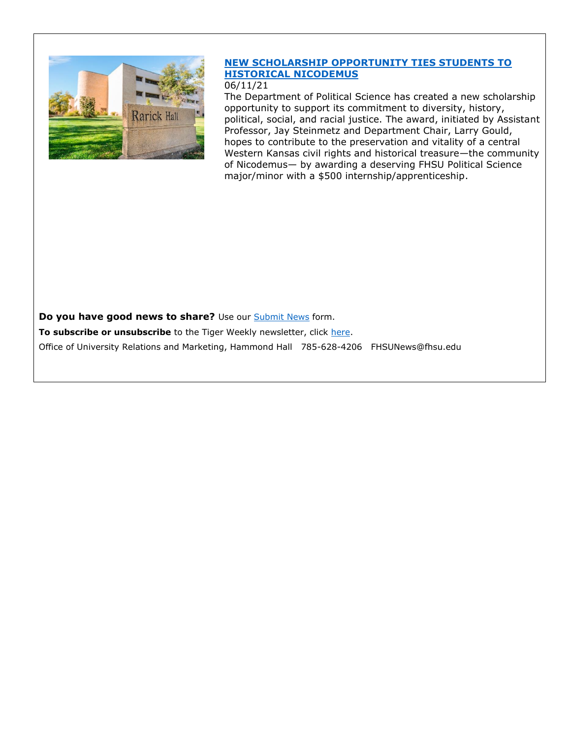**[NEW SCHOLARSHIP OPPORTUNITY TIES STUDENTS TO HISTORICAL NICODEMUS]**

06/11/21

The Department of Political Science has created a new scholarship opportunity to support its commitment to diversity, history, political, social, and racial justice. The award, initiated by Assistant Professor, Jay Steinmetz and Department Chair, Larry Gould, hopes to contribute to the preservation and vitality of a central Western Kansas civil rights and historical treasure—the community of Nicodemus— by awarding a deserving FHSU Political Science major/minor with a $500 internship/apprenticeship.

**Do you have good news to share?** Use our Submit News form.

**To subscribe or unsubscribe** to the Tiger Weekly newsletter, click here.

Office of University Relations and Marketing, Hammond Hall 785-628-4206 FHSUNews@fhsu.edu